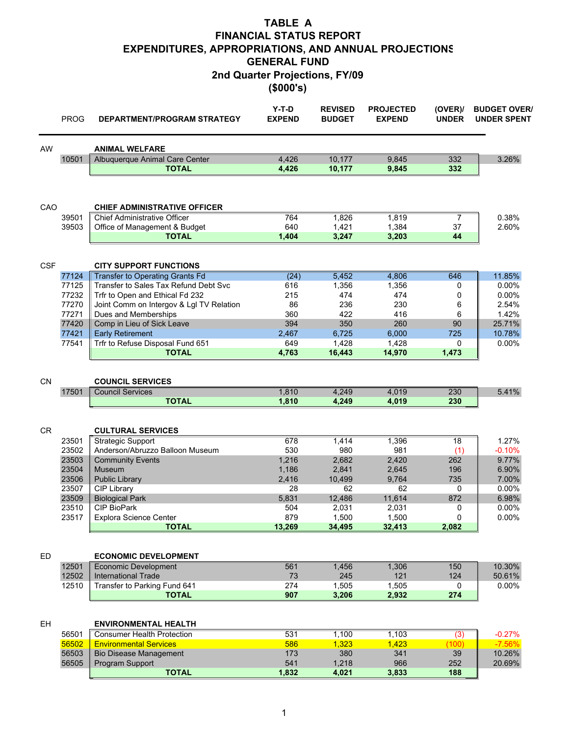# TABLE A
# FINANCIAL STATUS REPORT
# EXPENDITURES, APPROPRIATIONS, AND ANNUAL PROJECTIONS
# GENERAL FUND
# 2nd Quarter Projections, FY/09
# ($000's)

| | PROG | DEPARTMENT/PROGRAM STRATEGY | Y-T-D EXPEND | REVISED BUDGET | PROJECTED EXPEND | (OVER)/ UNDER | BUDGET OVER/ UNDER SPENT |
|---|---|---|---|---|---|---|---|
| AW | | **ANIMAL WELFARE** | | | | | |
| | 10501 | Albuquerque Animal Care Center | 4,426 | 10,177 | 9,845 | 332 | 3.26% |
| | | **TOTAL** | **4,426** | **10,177** | **9,845** | **332** | |
| CAO | | **CHIEF ADMINISTRATIVE OFFICER** | | | | | |
| | 39501 | Chief Administrative Officer | 764 | 1,826 | 1,819 | 7 | 0.38% |
| | 39503 | Office of Management & Budget | 640 | 1,421 | 1,384 | 37 | 2.60% |
| | | **TOTAL** | **1,404** | **3,247** | **3,203** | **44** | |
| CSF | | **CITY SUPPORT FUNCTIONS** | | | | | |
| | 77124 | Transfer to Operating Grants Fd | (24) | 5,452 | 4,806 | 646 | 11.85% |
| | 77125 | Transfer to Sales Tax Refund Debt Svc | 616 | 1,356 | 1,356 | 0 | 0.00% |
| | 77232 | Trfr to Open and Ethical Fd 232 | 215 | 474 | 474 | 0 | 0.00% |
| | 77270 | Joint Comm on Intergov & Lgl TV Relation | 86 | 236 | 230 | 6 | 2.54% |
| | 77271 | Dues and Memberships | 360 | 422 | 416 | 6 | 1.42% |
| | 77420 | Comp in Lieu of Sick Leave | 394 | 350 | 260 | 90 | 25.71% |
| | 77421 | Early Retirement | 2,467 | 6,725 | 6,000 | 725 | 10.78% |
| | 77541 | Trfr to Refuse Disposal Fund 651 | 649 | 1,428 | 1,428 | 0 | 0.00% |
| | | **TOTAL** | **4,763** | **16,443** | **14,970** | **1,473** | |
| CN | | **COUNCIL SERVICES** | | | | | |
| | 17501 | Council Services | 1,810 | 4,249 | 4,019 | 230 | 5.41% |
| | | **TOTAL** | **1,810** | **4,249** | **4,019** | **230** | |
| CR | | **CULTURAL SERVICES** | | | | | |
| | 23501 | Strategic Support | 678 | 1,414 | 1,396 | 18 | 1.27% |
| | 23502 | Anderson/Abruzzo Balloon Museum | 530 | 980 | 981 | (1) | -0.10% |
| | 23503 | Community Events | 1,216 | 2,682 | 2,420 | 262 | 9.77% |
| | 23504 | Museum | 1,186 | 2,841 | 2,645 | 196 | 6.90% |
| | 23506 | Public Library | 2,416 | 10,499 | 9,764 | 735 | 7.00% |
| | 23507 | CIP Library | 28 | 62 | 62 | 0 | 0.00% |
| | 23509 | Biological Park | 5,831 | 12,486 | 11,614 | 872 | 6.98% |
| | 23510 | CIP BioPark | 504 | 2,031 | 2,031 | 0 | 0.00% |
| | 23517 | Explora Science Center | 879 | 1,500 | 1,500 | 0 | 0.00% |
| | | **TOTAL** | **13,269** | **34,495** | **32,413** | **2,082** | |
| ED | | **ECONOMIC DEVELOPMENT** | | | | | |
| | 12501 | Economic Development | 561 | 1,456 | 1,306 | 150 | 10.30% |
| | 12502 | International Trade | 73 | 245 | 121 | 124 | 50.61% |
| | 12510 | Transfer to Parking Fund 641 | 274 | 1,505 | 1,505 | 0 | 0.00% |
| | | **TOTAL** | **907** | **3,206** | **2,932** | **274** | |
| EH | | **ENVIRONMENTAL HEALTH** | | | | | |
| | 56501 | Consumer Health Protection | 531 | 1,100 | 1,103 | (3) | -0.27% |
| | 56502 | Environmental Services | 586 | 1,323 | 1,423 | (100) | -7.56% |
| | 56503 | Bio Disease Management | 173 | 380 | 341 | 39 | 10.26% |
| | 56505 | Program Support | 541 | 1,218 | 966 | 252 | 20.69% |
| | | **TOTAL** | **1,832** | **4,021** | **3,833** | **188** | |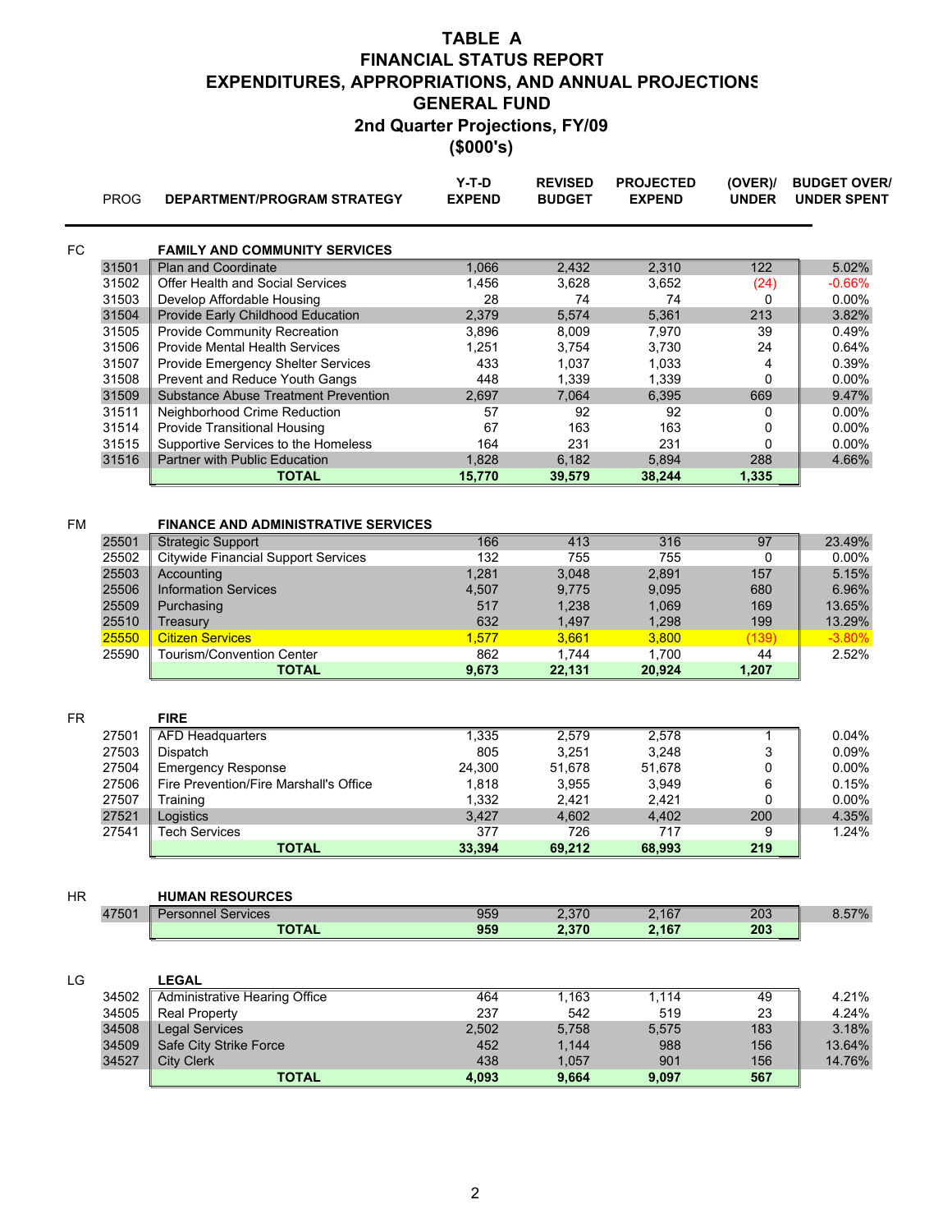# TABLE A
## FINANCIAL STATUS REPORT
## EXPENDITURES, APPROPRIATIONS, AND ANNUAL PROJECTIONS
## GENERAL FUND
## 2nd Quarter Projections, FY/09
## ($000's)

| | PROG | DEPARTMENT/PROGRAM STRATEGY | Y-T-D EXPEND | REVISED BUDGET | PROJECTED EXPEND | (OVER)/ UNDER | BUDGET OVER/ UNDER SPENT |
|---|---|---|---|---|---|---|---|
| FC | | **FAMILY AND COMMUNITY SERVICES** | | | | | |
| | 31501 | Plan and Coordinate | 1,066 | 2,432 | 2,310 | 122 | 5.02% |
| | 31502 | Offer Health and Social Services | 1,456 | 3,628 | 3,652 | (24) | -0.66% |
| | 31503 | Develop Affordable Housing | 28 | 74 | 74 | 0 | 0.00% |
| | 31504 | Provide Early Childhood Education | 2,379 | 5,574 | 5,361 | 213 | 3.82% |
| | 31505 | Provide Community Recreation | 3,896 | 8,009 | 7,970 | 39 | 0.49% |
| | 31506 | Provide Mental Health Services | 1,251 | 3,754 | 3,730 | 24 | 0.64% |
| | 31507 | Provide Emergency Shelter Services | 433 | 1,037 | 1,033 | 4 | 0.39% |
| | 31508 | Prevent and Reduce Youth Gangs | 448 | 1,339 | 1,339 | 0 | 0.00% |
| | 31509 | Substance Abuse Treatment Prevention | 2,697 | 7,064 | 6,395 | 669 | 9.47% |
| | 31511 | Neighborhood Crime Reduction | 57 | 92 | 92 | 0 | 0.00% |
| | 31514 | Provide Transitional Housing | 67 | 163 | 163 | 0 | 0.00% |
| | 31515 | Supportive Services to the Homeless | 164 | 231 | 231 | 0 | 0.00% |
| | 31516 | Partner with Public Education | 1,828 | 6,182 | 5,894 | 288 | 4.66% |
| | | **TOTAL** | **15,770** | **39,579** | **38,244** | **1,335** | |
| FM | | **FINANCE AND ADMINISTRATIVE SERVICES** | | | | | |
| | 25501 | Strategic Support | 166 | 413 | 316 | 97 | 23.49% |
| | 25502 | Citywide Financial Support Services | 132 | 755 | 755 | 0 | 0.00% |
| | 25503 | Accounting | 1,281 | 3,048 | 2,891 | 157 | 5.15% |
| | 25506 | Information Services | 4,507 | 9,775 | 9,095 | 680 | 6.96% |
| | 25509 | Purchasing | 517 | 1,238 | 1,069 | 169 | 13.65% |
| | 25510 | Treasury | 632 | 1,497 | 1,298 | 199 | 13.29% |
| | 25550 | Citizen Services | 1,577 | 3,661 | 3,800 | (139) | -3.80% |
| | 25590 | Tourism/Convention Center | 862 | 1,744 | 1,700 | 44 | 2.52% |
| | | **TOTAL** | **9,673** | **22,131** | **20,924** | **1,207** | |
| FR | | **FIRE** | | | | | |
| | 27501 | AFD Headquarters | 1,335 | 2,579 | 2,578 | 1 | 0.04% |
| | 27503 | Dispatch | 805 | 3,251 | 3,248 | 3 | 0.09% |
| | 27504 | Emergency Response | 24,300 | 51,678 | 51,678 | 0 | 0.00% |
| | 27506 | Fire Prevention/Fire Marshall's Office | 1,818 | 3,955 | 3,949 | 6 | 0.15% |
| | 27507 | Training | 1,332 | 2,421 | 2,421 | 0 | 0.00% |
| | 27521 | Logistics | 3,427 | 4,602 | 4,402 | 200 | 4.35% |
| | 27541 | Tech Services | 377 | 726 | 717 | 9 | 1.24% |
| | | **TOTAL** | **33,394** | **69,212** | **68,993** | **219** | |
| HR | | **HUMAN RESOURCES** | | | | | |
| | 47501 | Personnel Services | 959 | 2,370 | 2,167 | 203 | 8.57% |
| | | **TOTAL** | **959** | **2,370** | **2,167** | **203** | |
| LG | | **LEGAL** | | | | | |
| | 34502 | Administrative Hearing Office | 464 | 1,163 | 1,114 | 49 | 4.21% |
| | 34505 | Real Property | 237 | 542 | 519 | 23 | 4.24% |
| | 34508 | Legal Services | 2,502 | 5,758 | 5,575 | 183 | 3.18% |
| | 34509 | Safe City Strike Force | 452 | 1,144 | 988 | 156 | 13.64% |
| | 34527 | City Clerk | 438 | 1,057 | 901 | 156 | 14.76% |
| | | **TOTAL** | **4,093** | **9,664** | **9,097** | **567** | |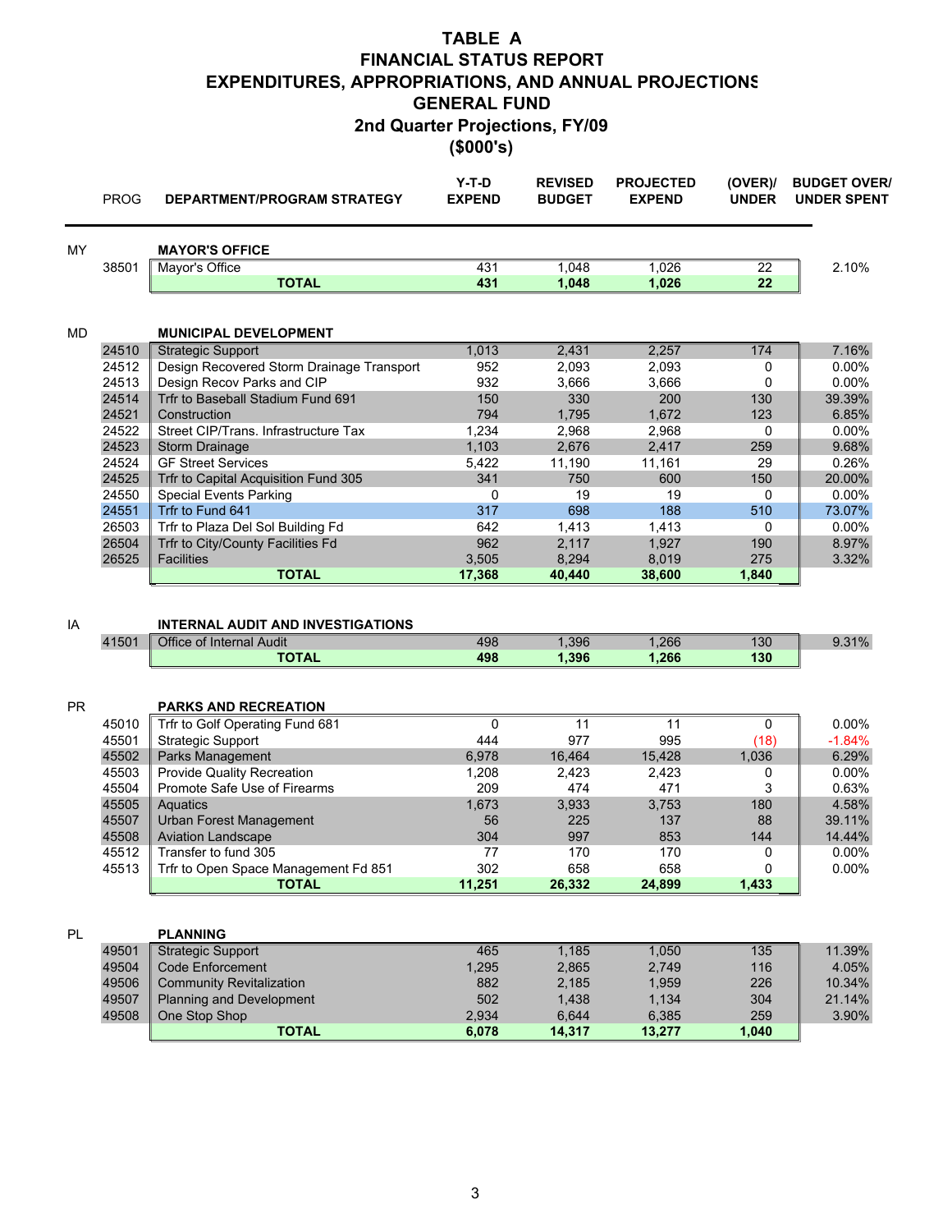# TABLE A
## FINANCIAL STATUS REPORT
## EXPENDITURES, APPROPRIATIONS, AND ANNUAL PROJECTIONS
## GENERAL FUND
## 2nd Quarter Projections, FY/09
## ($000's)

| | PROG | DEPARTMENT/PROGRAM STRATEGY | Y-T-D EXPEND | REVISED BUDGET | PROJECTED EXPEND | (OVER)/ UNDER | BUDGET OVER/ UNDER SPENT |
|---|---|---|---|---|---|---|---|
| MY | | **MAYOR'S OFFICE** | | | | | |
| | 38501 | Mayor's Office | 431 | 1,048 | 1,026 | 22 | 2.10% |
| | | **TOTAL** | **431** | **1,048** | **1,026** | **22** | |
| MD | | **MUNICIPAL DEVELOPMENT** | | | | | |
| | 24510 | Strategic Support | 1,013 | 2,431 | 2,257 | 174 | 7.16% |
| | 24512 | Design Recovered Storm Drainage Transport | 952 | 2,093 | 2,093 | 0 | 0.00% |
| | 24513 | Design Recov Parks and CIP | 932 | 3,666 | 3,666 | 0 | 0.00% |
| | 24514 | Trfr to Baseball Stadium Fund 691 | 150 | 330 | 200 | 130 | 39.39% |
| | 24521 | Construction | 794 | 1,795 | 1,672 | 123 | 6.85% |
| | 24522 | Street CIP/Trans. Infrastructure Tax | 1,234 | 2,968 | 2,968 | 0 | 0.00% |
| | 24523 | Storm Drainage | 1,103 | 2,676 | 2,417 | 259 | 9.68% |
| | 24524 | GF Street Services | 5,422 | 11,190 | 11,161 | 29 | 0.26% |
| | 24525 | Trfr to Capital Acquisition Fund 305 | 341 | 750 | 600 | 150 | 20.00% |
| | 24550 | Special Events Parking | 0 | 19 | 19 | 0 | 0.00% |
| | 24551 | Trfr to Fund 641 | 317 | 698 | 188 | 510 | 73.07% |
| | 26503 | Trfr to Plaza Del Sol Building Fd | 642 | 1,413 | 1,413 | 0 | 0.00% |
| | 26504 | Trfr to City/County Facilities Fd | 962 | 2,117 | 1,927 | 190 | 8.97% |
| | 26525 | Facilities | 3,505 | 8,294 | 8,019 | 275 | 3.32% |
| | | **TOTAL** | **17,368** | **40,440** | **38,600** | **1,840** | |
| IA | | **INTERNAL AUDIT AND INVESTIGATIONS** | | | | | |
| | 41501 | Office of Internal Audit | 498 | 1,396 | 1,266 | 130 | 9.31% |
| | | **TOTAL** | **498** | **1,396** | **1,266** | **130** | |
| PR | | **PARKS AND RECREATION** | | | | | |
| | 45010 | Trfr to Golf Operating Fund 681 | 0 | 11 | 11 | 0 | 0.00% |
| | 45501 | Strategic Support | 444 | 977 | 995 | (18) | -1.84% |
| | 45502 | Parks Management | 6,978 | 16,464 | 15,428 | 1,036 | 6.29% |
| | 45503 | Provide Quality Recreation | 1,208 | 2,423 | 2,423 | 0 | 0.00% |
| | 45504 | Promote Safe Use of Firearms | 209 | 474 | 471 | 3 | 0.63% |
| | 45505 | Aquatics | 1,673 | 3,933 | 3,753 | 180 | 4.58% |
| | 45507 | Urban Forest Management | 56 | 225 | 137 | 88 | 39.11% |
| | 45508 | Aviation Landscape | 304 | 997 | 853 | 144 | 14.44% |
| | 45512 | Transfer to fund 305 | 77 | 170 | 170 | 0 | 0.00% |
| | 45513 | Trfr to Open Space Management Fd 851 | 302 | 658 | 658 | 0 | 0.00% |
| | | **TOTAL** | **11,251** | **26,332** | **24,899** | **1,433** | |
| PL | | **PLANNING** | | | | | |
| | 49501 | Strategic Support | 465 | 1,185 | 1,050 | 135 | 11.39% |
| | 49504 | Code Enforcement | 1,295 | 2,865 | 2,749 | 116 | 4.05% |
| | 49506 | Community Revitalization | 882 | 2,185 | 1,959 | 226 | 10.34% |
| | 49507 | Planning and Development | 502 | 1,438 | 1,134 | 304 | 21.14% |
| | 49508 | One Stop Shop | 2,934 | 6,644 | 6,385 | 259 | 3.90% |
| | | **TOTAL** | **6,078** | **14,317** | **13,277** | **1,040** | |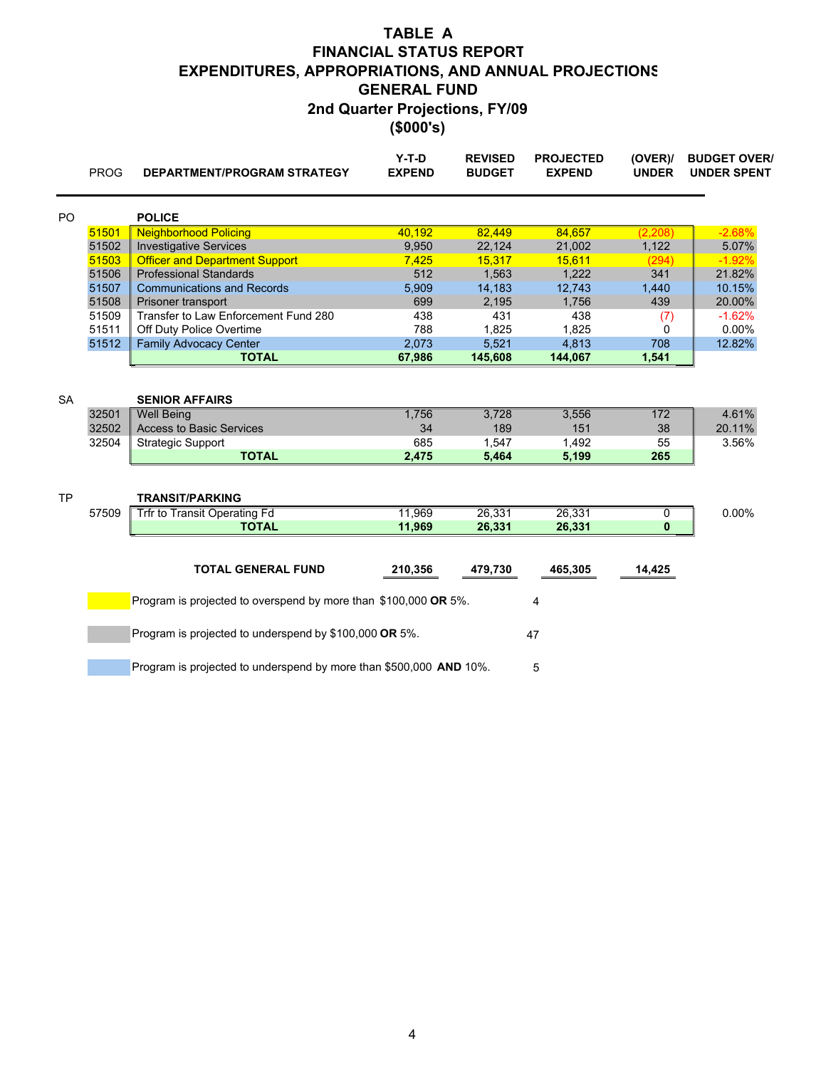# TABLE A
## FINANCIAL STATUS REPORT
## EXPENDITURES, APPROPRIATIONS, AND ANNUAL PROJECTIONS
## GENERAL FUND
## 2nd Quarter Projections, FY/09
## ($000's)

| | PROG | DEPARTMENT/PROGRAM STRATEGY | Y-T-D EXPEND | REVISED BUDGET | PROJECTED EXPEND | (OVER)/ UNDER | BUDGET OVER/ UNDER SPENT |
|---|---|---|---|---|---|---|---|
| PO | | **POLICE** | | | | | |
| | 51501 | Neighborhood Policing | 40,192 | 82,449 | 84,657 | (2,208) | -2.68% |
| | 51502 | Investigative Services | 9,950 | 22,124 | 21,002 | 1,122 | 5.07% |
| | 51503 | Officer and Department Support | 7,425 | 15,317 | 15,611 | (294) | -1.92% |
| | 51506 | Professional Standards | 512 | 1,563 | 1,222 | 341 | 21.82% |
| | 51507 | Communications and Records | 5,909 | 14,183 | 12,743 | 1,440 | 10.15% |
| | 51508 | Prisoner transport | 699 | 2,195 | 1,756 | 439 | 20.00% |
| | 51509 | Transfer to Law Enforcement Fund 280 | 438 | 431 | 438 | (7) | -1.62% |
| | 51511 | Off Duty Police Overtime | 788 | 1,825 | 1,825 | 0 | 0.00% |
| | 51512 | Family Advocacy Center | 2,073 | 5,521 | 4,813 | 708 | 12.82% |
| | | **TOTAL** | **67,986** | **145,608** | **144,067** | **1,541** | |
| SA | | **SENIOR AFFAIRS** | | | | | |
| | 32501 | Well Being | 1,756 | 3,728 | 3,556 | 172 | 4.61% |
| | 32502 | Access to Basic Services | 34 | 189 | 151 | 38 | 20.11% |
| | 32504 | Strategic Support | 685 | 1,547 | 1,492 | 55 | 3.56% |
| | | **TOTAL** | **2,475** | **5,464** | **5,199** | **265** | |
| TP | | **TRANSIT/PARKING** | | | | | |
| | 57509 | Trfr to Transit Operating Fd | 11,969 | 26,331 | 26,331 | 0 | 0.00% |
| | | **TOTAL** | **11,969** | **26,331** | **26,331** | **0** | |
| | | **TOTAL GENERAL FUND** | **210,356** | **479,730** | **465,305** | **14,425** | |

| Legend | Description | Count |
|---|---|---|
| Yellow | Program is projected to overspend by more than $100,000 **OR** 5%. | 4 |
| Gray | Program is projected to underspend by $100,000 **OR** 5%. | 47 |
| Blue | Program is projected to underspend by more than $500,000 **AND** 10%. | 5 |